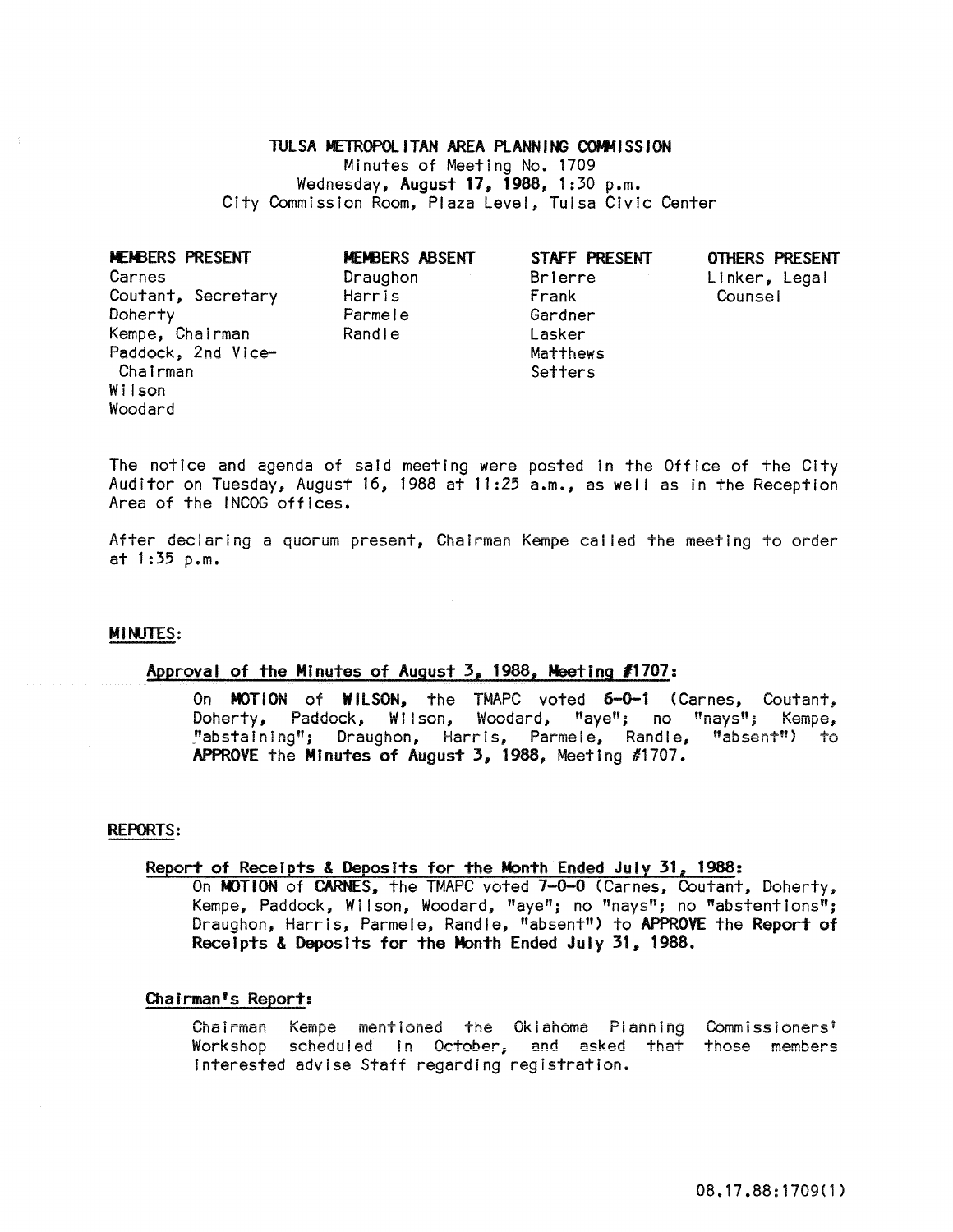# TULSA METROPOLITAN AREA PLANNING COMMISSION

Minutes of Meeting No. 1709
Wednesday, **August 17, 1988**, 1:30 p.m.
City Commission Room, Plaza Level, Tulsa Civic Center

| MEMBERS PRESENT | MEMBERS ABSENT | STAFF PRESENT | OTHERS PRESENT |
|---|---|---|---|
| Carnes | Draughon | Brierre | Linker, Legal Counsel |
| Coutant, Secretary | Harris | Frank | |
| Doherty | Parmele | Gardner | |
| Kempe, Chairman | Randle | Lasker | |
| Paddock, 2nd Vice-Chairman | | Matthews | |
| Wilson | | Setters | |
| Woodard | | | |

The notice and agenda of said meeting were posted in the Office of the City Auditor on Tuesday, August 16, 1988 at 11:25 a.m., as well as in the Reception Area of the INCOG offices.

After declaring a quorum present, Chairman Kempe called the meeting to order at 1:35 p.m.

## MINUTES:

### Approval of the Minutes of August 3, 1988, Meeting #1707:

On **MOTION** of **WILSON**, the TMAPC voted **6-0-1** (Carnes, Coutant, Doherty, Paddock, Wilson, Woodard, "aye"; no "nays"; Kempe, "abstaining"; Draughon, Harris, Parmele, Randle, "absent") to **APPROVE** the **Minutes of August 3, 1988**, Meeting #1707.

## REPORTS:

### Report of Receipts & Deposits for the Month Ended July 31, 1988:

On **MOTION** of **CARNES**, the TMAPC voted **7-0-0** (Carnes, Coutant, Doherty, Kempe, Paddock, Wilson, Woodard, "aye"; no "nays"; no "abstentions"; Draughon, Harris, Parmele, Randle, "absent") to **APPROVE** the **Report of Receipts & Deposits for the Month Ended July 31, 1988.**

### Chairman's Report:

Chairman Kempe mentioned the Oklahoma Planning Commissioners' Workshop scheduled in October, and asked that those members interested advise Staff regarding registration.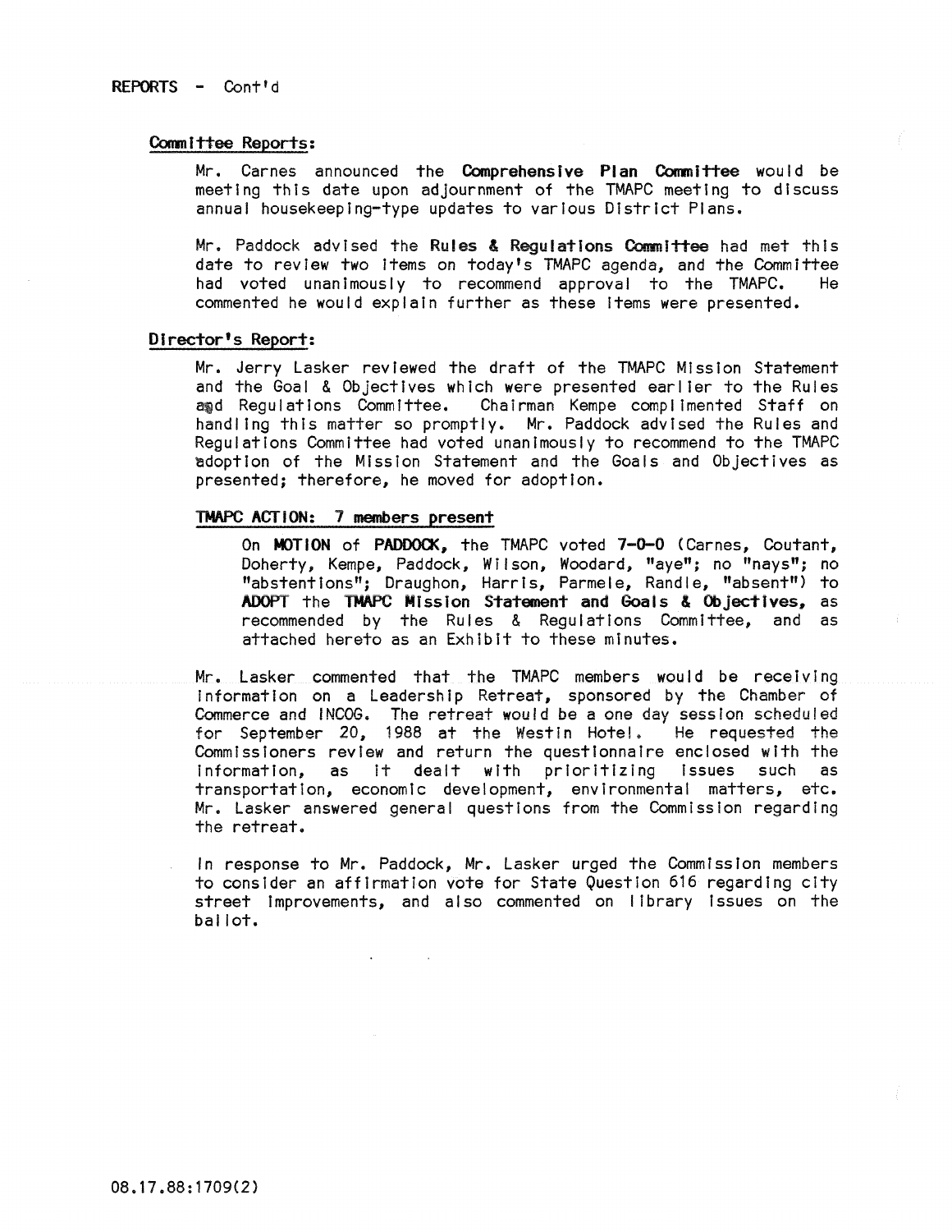REPORTS - Cont'd

### Committee Reports:

Mr. Carnes announced the **Comprehensive Plan Committee** would be meeting this date upon adjournment of the TMAPC meeting to discuss annual housekeeping-type updates to various District Plans.

Mr. Paddock advised the **Rules & Regulations Committee** had met this date to review two items on today's TMAPC agenda, and the Committee had voted unanimously to recommend approval to the TMAPC. He commented he would explain further as these items were presented.

### Director's Report:

Mr. Jerry Lasker reviewed the draft of the TMAPC Mission Statement and the Goal & Objectives which were presented earlier to the Rules and Regulations Committee. Chairman Kempe complimented Staff on handling this matter so promptly. Mr. Paddock advised the Rules and Regulations Committee had voted unanimously to recommend to the TMAPC adoption of the Mission Statement and the Goals and Objectives as presented; therefore, he moved for adoption.

**TMAPC ACTION: 7 members present**

On **MOTION** of **PADDOCK,** the TMAPC voted **7-0-0** (Carnes, Coutant, Doherty, Kempe, Paddock, Wilson, Woodard, "aye"; no "nays"; no "abstentions"; Draughon, Harris, Parmele, Randle, "absent") to **ADOPT** the **TMAPC Mission Statement and Goals & Objectives,** as recommended by the Rules & Regulations Committee, and as attached hereto as an Exhibit to these minutes.

Mr. Lasker commented that the TMAPC members would be receiving information on a Leadership Retreat, sponsored by the Chamber of Commerce and INCOG. The retreat would be a one day session scheduled for September 20, 1988 at the Westin Hotel. He requested the Commissioners review and return the questionnaire enclosed with the information, as it dealt with prioritizing issues such as transportation, economic development, environmental matters, etc. Mr. Lasker answered general questions from the Commission regarding the retreat.

In response to Mr. Paddock, Mr. Lasker urged the Commission members to consider an affirmation vote for State Question 616 regarding city street improvements, and also commented on library issues on the ballot.

08.17.88:1709(2)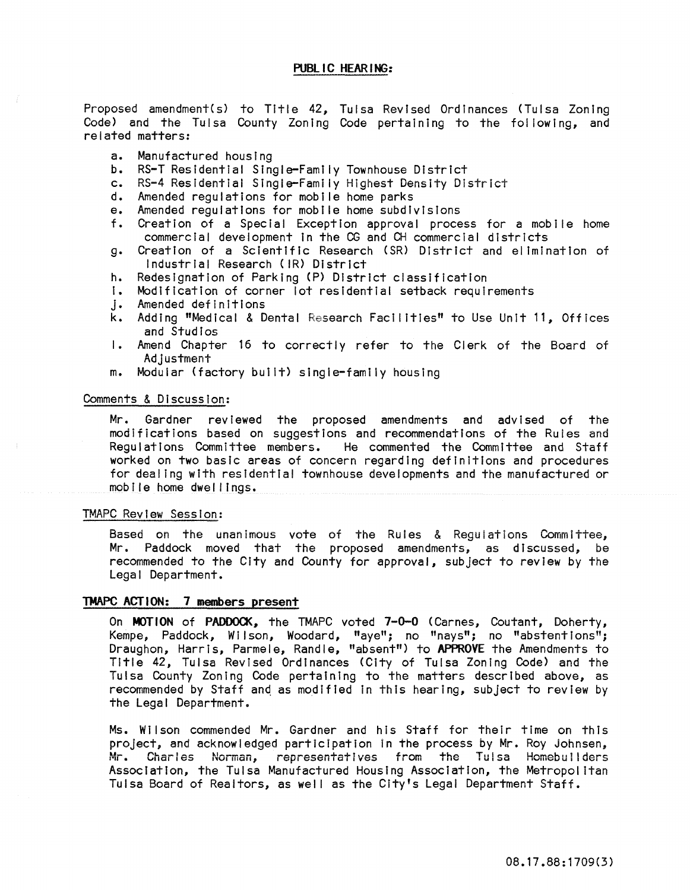## PUBLIC HEARING:

Proposed amendment(s) to Title 42, Tulsa Revised Ordinances (Tulsa Zoning Code) and the Tulsa County Zoning Code pertaining to the following, and related matters:

a. Manufactured housing
b. RS-T Residential Single-Family Townhouse District
c. RS-4 Residential Single-Family Highest Density District
d. Amended regulations for mobile home parks
e. Amended regulations for mobile home subdivisions
f. Creation of a Special Exception approval process for a mobile home commercial development in the CG and CH commercial districts
g. Creation of a Scientific Research (SR) District and elimination of Industrial Research (IR) District
h. Redesignation of Parking (P) District classification
i. Modification of corner lot residential setback requirements
j. Amended definitions
k. Adding "Medical & Dental Research Facilities" to Use Unit 11, Offices and Studios
l. Amend Chapter 16 to correctly refer to the Clerk of the Board of Adjustment
m. Modular (factory built) single-family housing

Comments & Discussion:

Mr. Gardner reviewed the proposed amendments and advised of the modifications based on suggestions and recommendations of the Rules and Regulations Committee members. He commented the Committee and Staff worked on two basic areas of concern regarding definitions and procedures for dealing with residential townhouse developments and the manufactured or mobile home dwellings.

TMAPC Review Session:

Based on the unanimous vote of the Rules & Regulations Committee, Mr. Paddock moved that the proposed amendments, as discussed, be recommended to the City and County for approval, subject to review by the Legal Department.

**TMAPC ACTION: 7 members present**

On **MOTION** of **PADDOCK**, the TMAPC voted **7-0-0** (Carnes, Coutant, Doherty, Kempe, Paddock, Wilson, Woodard, "aye"; no "nays"; no "abstentions"; Draughon, Harris, Parmele, Randle, "absent") to **APPROVE** the Amendments to Title 42, Tulsa Revised Ordinances (City of Tulsa Zoning Code) and the Tulsa County Zoning Code pertaining to the matters described above, as recommended by Staff and as modified in this hearing, subject to review by the Legal Department.

Ms. Wilson commended Mr. Gardner and his Staff for their time on this project, and acknowledged participation in the process by Mr. Roy Johnsen, Mr. Charles Norman, representatives from the Tulsa Homebuilders Association, the Tulsa Manufactured Housing Association, the Metropolitan Tulsa Board of Realtors, as well as the City's Legal Department Staff.

08.17.88:1709(3)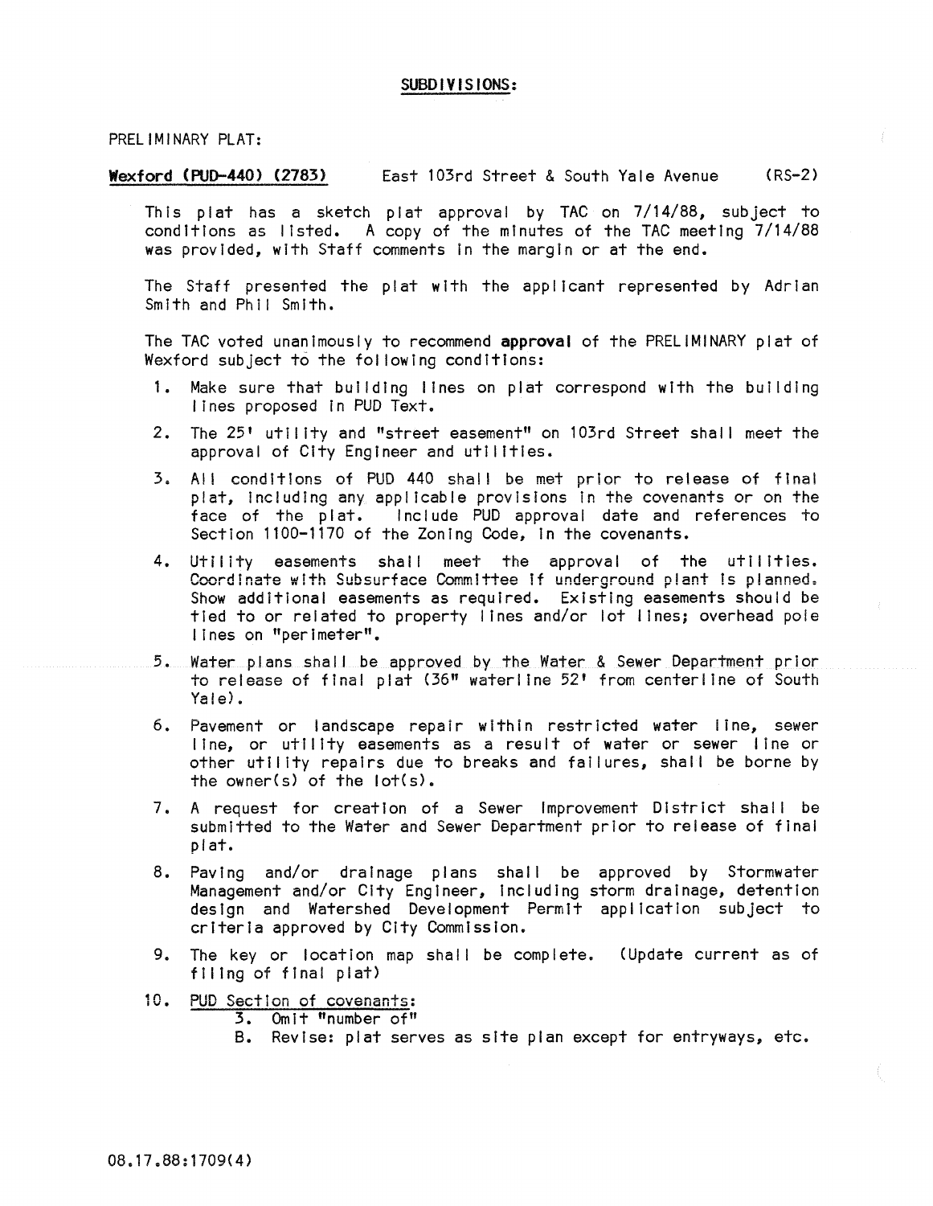## SUBDIVISIONS:

PRELIMINARY PLAT:

**Wexford (PUD-440) (2783)** East 103rd Street & South Yale Avenue (RS-2)

This plat has a sketch plat approval by TAC on 7/14/88, subject to conditions as listed. A copy of the minutes of the TAC meeting 7/14/88 was provided, with Staff comments in the margin or at the end.

The Staff presented the plat with the applicant represented by Adrian Smith and Phil Smith.

The TAC voted unanimously to recommend **approval** of the PRELIMINARY plat of Wexford subject to the following conditions:

1. Make sure that building lines on plat correspond with the building lines proposed in PUD Text.
2. The 25' utility and "street easement" on 103rd Street shall meet the approval of City Engineer and utilities.
3. All conditions of PUD 440 shall be met prior to release of final plat, including any applicable provisions in the covenants or on the face of the plat. Include PUD approval date and references to Section 1100-1170 of the Zoning Code, in the covenants.
4. Utility easements shall meet the approval of the utilities. Coordinate with Subsurface Committee if underground plant is planned. Show additional easements as required. Existing easements should be tied to or related to property lines and/or lot lines; overhead pole lines on "perimeter".
5. Water plans shall be approved by the Water & Sewer Department prior to release of final plat (36" waterline 52' from centerline of South Yale).
6. Pavement or landscape repair within restricted water line, sewer line, or utility easements as a result of water or sewer line or other utility repairs due to breaks and failures, shall be borne by the owner(s) of the lot(s).
7. A request for creation of a Sewer Improvement District shall be submitted to the Water and Sewer Department prior to release of final plat.
8. Paving and/or drainage plans shall be approved by Stormwater Management and/or City Engineer, including storm drainage, detention design and Watershed Development Permit application subject to criteria approved by City Commission.
9. The key or location map shall be complete. (Update current as of filing of final plat)
10. PUD Section of covenants:
    3. Omit "number of"
    B. Revise: plat serves as site plan except for entryways, etc.

08.17.88:1709(4)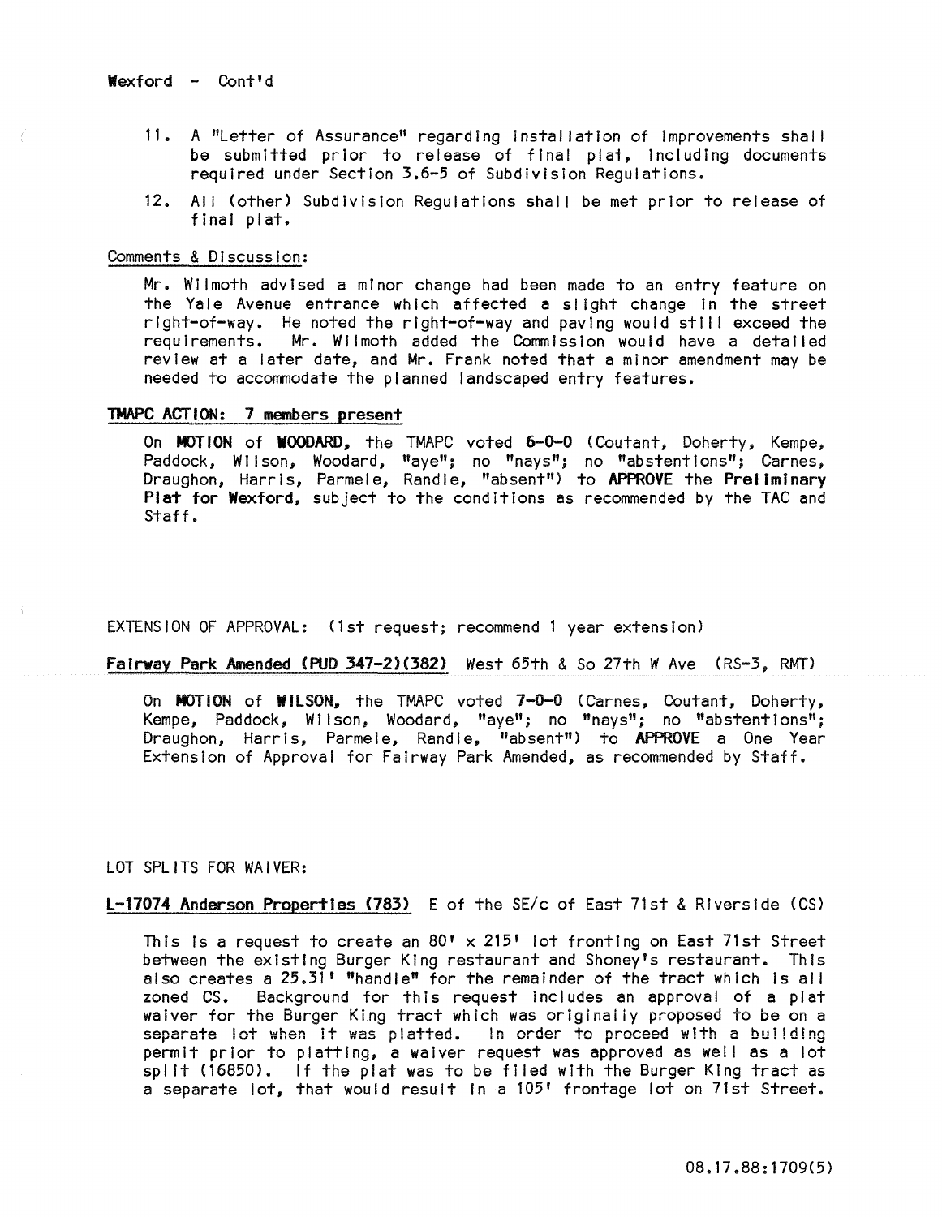**Wexford** - Cont'd

11. A "Letter of Assurance" regarding installation of improvements shall be submitted prior to release of final plat, including documents required under Section 3.6-5 of Subdivision Regulations.

12. All (other) Subdivision Regulations shall be met prior to release of final plat.

Comments & Discussion:

Mr. Wilmoth advised a minor change had been made to an entry feature on the Yale Avenue entrance which affected a slight change in the street right-of-way. He noted the right-of-way and paving would still exceed the requirements. Mr. Wilmoth added the Commission would have a detailed review at a later date, and Mr. Frank noted that a minor amendment may be needed to accommodate the planned landscaped entry features.

**TMAPC ACTION: 7 members present**

On **MOTION** of **WOODARD**, the TMAPC voted **6-0-0** (Coutant, Doherty, Kempe, Paddock, Wilson, Woodard, "aye"; no "nays"; no "abstentions"; Carnes, Draughon, Harris, Parmele, Randle, "absent") to **APPROVE** the **Preliminary Plat for Wexford**, subject to the conditions as recommended by the TAC and Staff.

EXTENSION OF APPROVAL: (1st request; recommend 1 year extension)

**Fairway Park Amended (PUD 347-2)(382)** West 65th & So 27th W Ave (RS-3, RMT)

On **MOTION** of **WILSON**, the TMAPC voted **7-0-0** (Carnes, Coutant, Doherty, Kempe, Paddock, Wilson, Woodard, "aye"; no "nays"; no "abstentions"; Draughon, Harris, Parmele, Randle, "absent") to **APPROVE** a One Year Extension of Approval for Fairway Park Amended, as recommended by Staff.

LOT SPLITS FOR WAIVER:

**L-17074 Anderson Properties (783)** E of the SE/c of East 71st & Riverside (CS)

This is a request to create an 80' x 215' lot fronting on East 71st Street between the existing Burger King restaurant and Shoney's restaurant. This also creates a 25.31' "handle" for the remainder of the tract which is all zoned CS. Background for this request includes an approval of a plat waiver for the Burger King tract which was originally proposed to be on a separate lot when it was platted. In order to proceed with a building permit prior to platting, a waiver request was approved as well as a lot split (16850). If the plat was to be filed with the Burger King tract as a separate lot, that would result in a 105' frontage lot on 71st Street.

08.17.88:1709(5)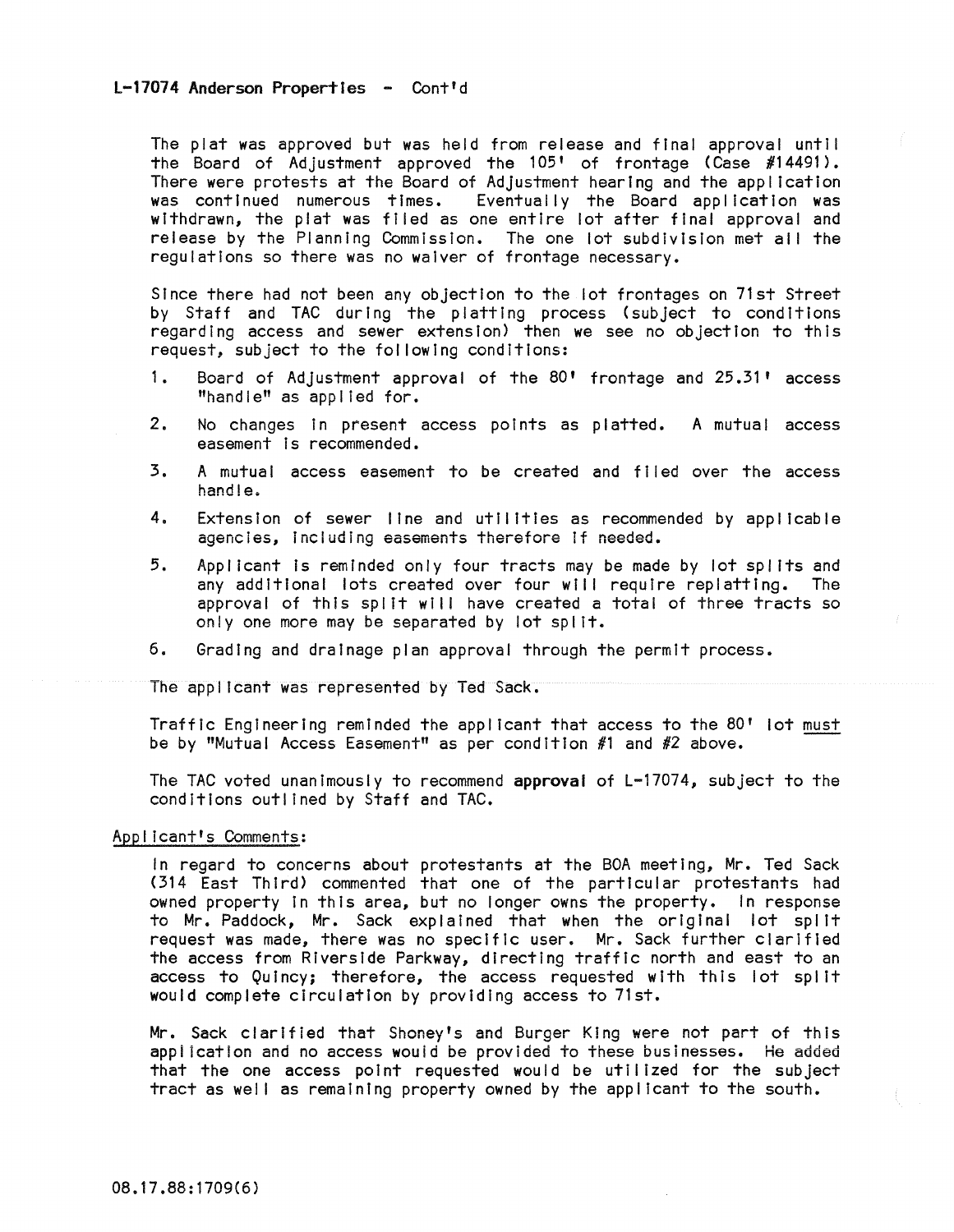**L-17074 Anderson Properties - Cont'd**

The plat was approved but was held from release and final approval until the Board of Adjustment approved the 105' of frontage (Case #14491). There were protests at the Board of Adjustment hearing and the application was continued numerous times. Eventually the Board application was withdrawn, the plat was filed as one entire lot after final approval and release by the Planning Commission. The one lot subdivision met all the regulations so there was no waiver of frontage necessary.

Since there had not been any objection to the lot frontages on 71st Street by Staff and TAC during the platting process (subject to conditions regarding access and sewer extension) then we see no objection to this request, subject to the following conditions:

1. Board of Adjustment approval of the 80' frontage and 25.31' access "handle" as applied for.
2. No changes in present access points as platted. A mutual access easement is recommended.
3. A mutual access easement to be created and filed over the access handle.
4. Extension of sewer line and utilities as recommended by applicable agencies, including easements therefore if needed.
5. Applicant is reminded only four tracts may be made by lot splits and any additional lots created over four will require replatting. The approval of this split will have created a total of three tracts so only one more may be separated by lot split.
6. Grading and drainage plan approval through the permit process.

The applicant was represented by Ted Sack.

Traffic Engineering reminded the applicant that access to the 80' lot <u>must</u> be by "Mutual Access Easement" as per condition #1 and #2 above.

The TAC voted unanimously to recommend **approval** of L-17074, subject to the conditions outlined by Staff and TAC.

<u>Applicant's Comments</u>:

In regard to concerns about protestants at the BOA meeting, Mr. Ted Sack (314 East Third) commented that one of the particular protestants had owned property in this area, but no longer owns the property. In response to Mr. Paddock, Mr. Sack explained that when the original lot split request was made, there was no specific user. Mr. Sack further clarified the access from Riverside Parkway, directing traffic north and east to an access to Quincy; therefore, the access requested with this lot split would complete circulation by providing access to 71st.

Mr. Sack clarified that Shoney's and Burger King were not part of this application and no access would be provided to these businesses. He added that the one access point requested would be utilized for the subject tract as well as remaining property owned by the applicant to the south.

08.17.88:1709(6)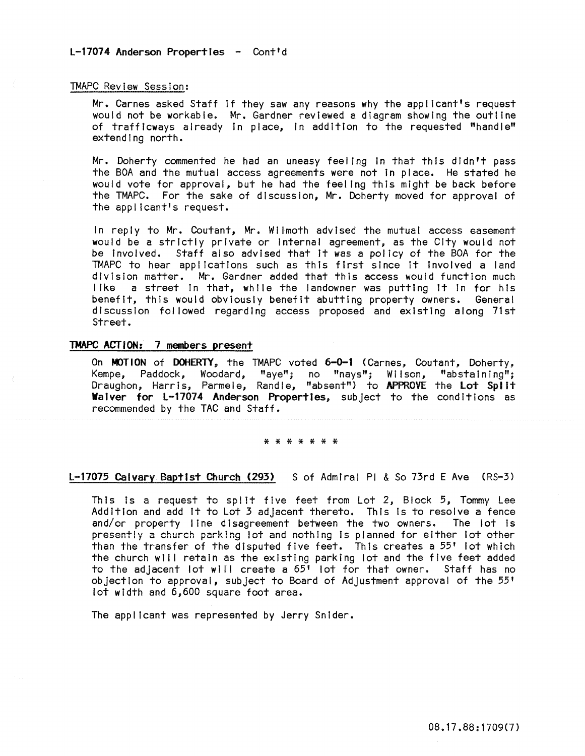**L-17074 Anderson Properties - Cont'd**

TMAPC Review Session:

Mr. Carnes asked Staff if they saw any reasons why the applicant's request would not be workable. Mr. Gardner reviewed a diagram showing the outline of trafficways already in place, in addition to the requested "handle" extending north.

Mr. Doherty commented he had an uneasy feeling in that this didn't pass the BOA and the mutual access agreements were not in place. He stated he would vote for approval, but he had the feeling this might be back before the TMAPC. For the sake of discussion, Mr. Doherty moved for approval of the applicant's request.

In reply to Mr. Coutant, Mr. Wilmoth advised the mutual access easement would be a strictly private or internal agreement, as the City would not be involved. Staff also advised that it was a policy of the BOA for the TMAPC to hear applications such as this first since it involved a land division matter. Mr. Gardner added that this access would function much like a street in that, while the landowner was putting it in for his benefit, this would obviously benefit abutting property owners. General discussion followed regarding access proposed and existing along 71st Street.

**TMAPC ACTION: 7 members present**

On **MOTION** of **DOHERTY**, the TMAPC voted **6-0-1** (Carnes, Coutant, Doherty, Kempe, Paddock, Woodard, "aye"; no "nays"; Wilson, "abstaining"; Draughon, Harris, Parmele, Randle, "absent") to **APPROVE** the **Lot Split Waiver for L-17074 Anderson Properties**, subject to the conditions as recommended by the TAC and Staff.

\* \* \* \* \* \* \*

**L-17075 Calvary Baptist Church (293)** S of Admiral Pl & So 73rd E Ave (RS-3)

This is a request to split five feet from Lot 2, Block 5, Tommy Lee Addition and add it to Lot 3 adjacent thereto. This is to resolve a fence and/or property line disagreement between the two owners. The lot is presently a church parking lot and nothing is planned for either lot other than the transfer of the disputed five feet. This creates a 55' lot which the church will retain as the existing parking lot and the five feet added to the adjacent lot will create a 65' lot for that owner. Staff has no objection to approval, subject to Board of Adjustment approval of the 55' lot width and 6,600 square foot area.

The applicant was represented by Jerry Snider.

08.17.88:1709(7)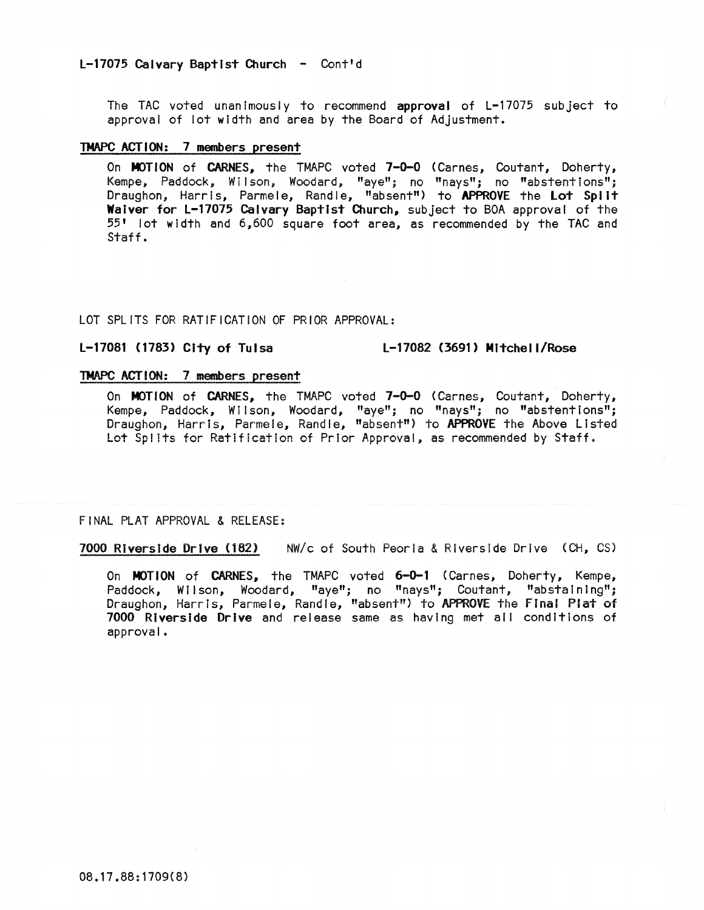**L-17075 Calvary Baptist Church** - Cont'd

The TAC voted unanimously to recommend **approval** of L-17075 subject to approval of lot width and area by the Board of Adjustment.

**TMAPC ACTION: 7 members present**

On **MOTION** of **CARNES**, the TMAPC voted **7-0-0** (Carnes, Coutant, Doherty, Kempe, Paddock, Wilson, Woodard, "aye"; no "nays"; no "abstentions"; Draughon, Harris, Parmele, Randle, "absent") to **APPROVE** the **Lot Split Waiver for L-17075 Calvary Baptist Church**, subject to BOA approval of the 55' lot width and 6,600 square foot area, as recommended by the TAC and Staff.

LOT SPLITS FOR RATIFICATION OF PRIOR APPROVAL:

**L-17081 (1783) City of Tulsa** **L-17082 (3691) Mitchell/Rose**

**TMAPC ACTION: 7 members present**

On **MOTION** of **CARNES**, the TMAPC voted **7-0-0** (Carnes, Coutant, Doherty, Kempe, Paddock, Wilson, Woodard, "aye"; no "nays"; no "abstentions"; Draughon, Harris, Parmele, Randle, "absent") to **APPROVE** the Above Listed Lot Splits for Ratification of Prior Approval, as recommended by Staff.

FINAL PLAT APPROVAL & RELEASE:

**7000 Riverside Drive (182)** NW/c of South Peoria & Riverside Drive (CH, CS)

On **MOTION** of **CARNES**, the TMAPC voted **6-0-1** (Carnes, Doherty, Kempe, Paddock, Wilson, Woodard, "aye"; no "nays"; Coutant, "abstaining"; Draughon, Harris, Parmele, Randle, "absent") to **APPROVE** the **Final Plat of 7000 Riverside Drive** and release same as having met all conditions of approval.

08.17.88:1709(8)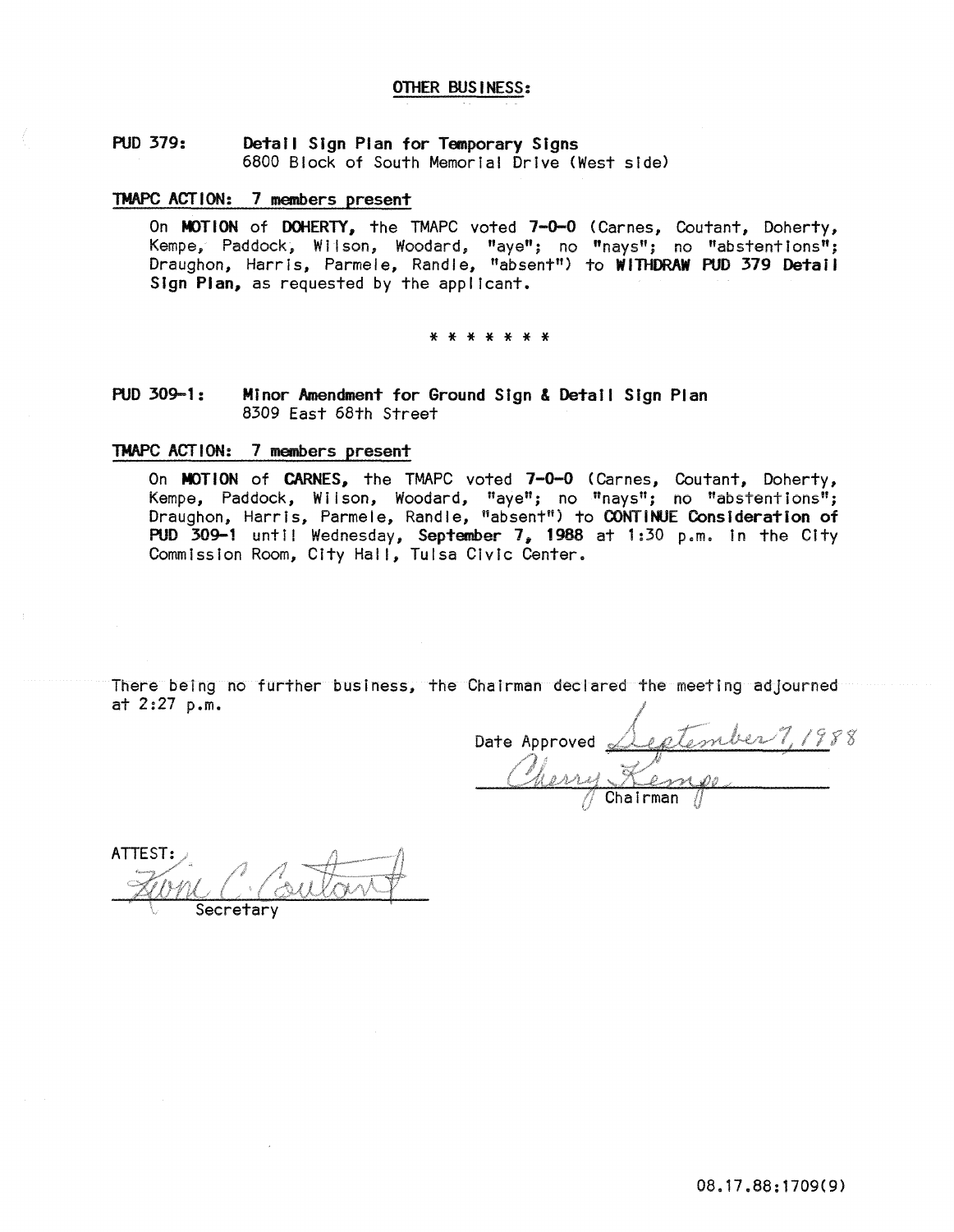## OTHER BUSINESS:

**PUD 379:** **Detail Sign Plan for Temporary Signs**
6800 Block of South Memorial Drive (West side)

**TMAPC ACTION: 7 members present**

On **MOTION** of **DOHERTY,** the TMAPC voted **7-0-0** (Carnes, Coutant, Doherty, Kempe, Paddock, Wilson, Woodard, "aye"; no "nays"; no "abstentions"; Draughon, Harris, Parmele, Randle, "absent") to **WITHDRAW PUD 379 Detail Sign Plan,** as requested by the applicant.

\* \* \* \* \* \* \*

**PUD 309-1:** **Minor Amendment for Ground Sign & Detail Sign Plan**
8309 East 68th Street

**TMAPC ACTION: 7 members present**

On **MOTION** of **CARNES,** the TMAPC voted **7-0-0** (Carnes, Coutant, Doherty, Kempe, Paddock, Wilson, Woodard, "aye"; no "nays"; no "abstentions"; Draughon, Harris, Parmele, Randle, "absent") to **CONTINUE Consideration of PUD 309-1** until Wednesday, **September 7, 1988** at 1:30 p.m. in the City Commission Room, City Hall, Tulsa Civic Center.

There being no further business, the Chairman declared the meeting adjourned at 2:27 p.m.

Date Approved September 7, 1988

Cherry Kempe
Chairman

ATTEST:

Toni C. Coutant
Secretary

08.17.88:1709(9)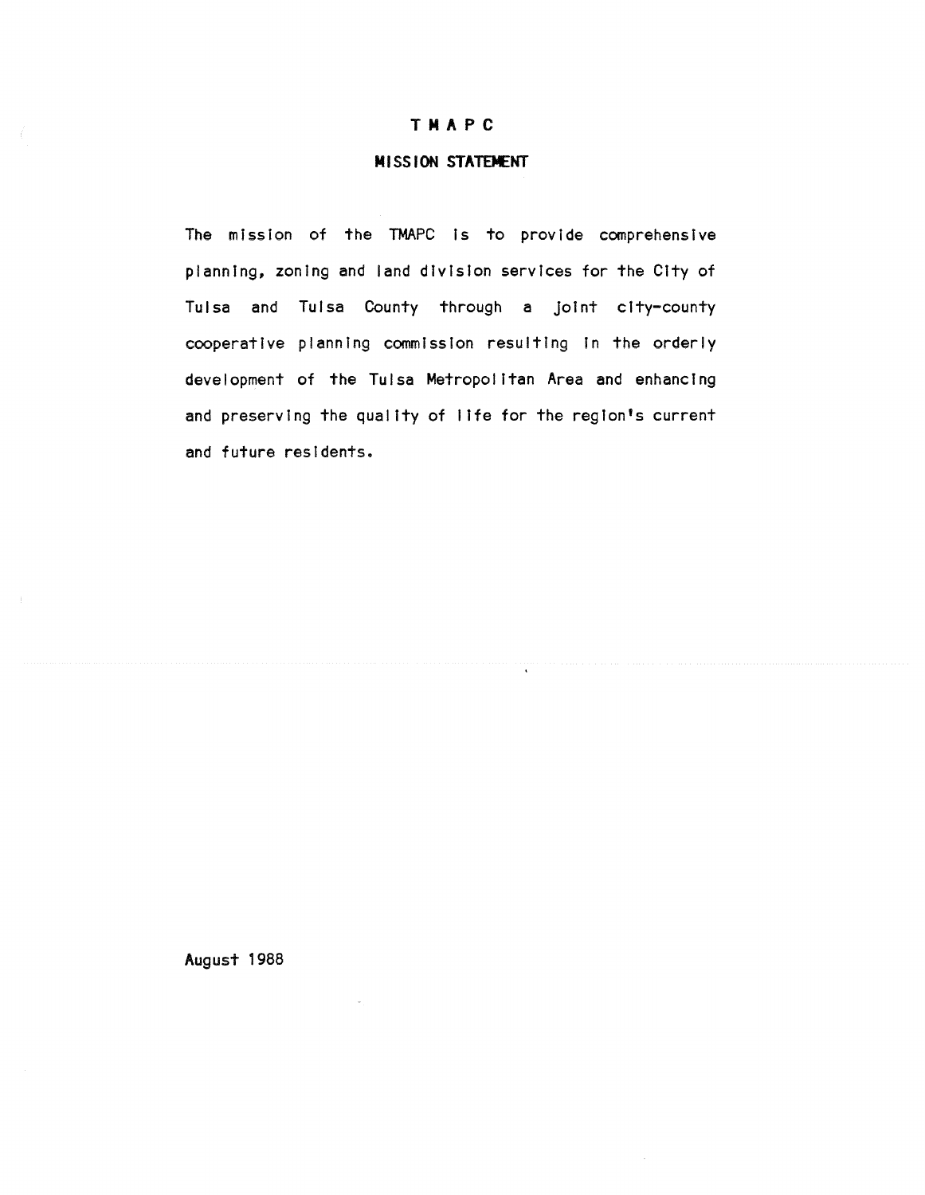# TMAPC

## MISSION STATEMENT

The mission of the TMAPC is to provide comprehensive planning, zoning and land division services for the City of Tulsa and Tulsa County through a joint city-county cooperative planning commission resulting in the orderly development of the Tulsa Metropolitan Area and enhancing and preserving the quality of life for the region's current and future residents.

August 1988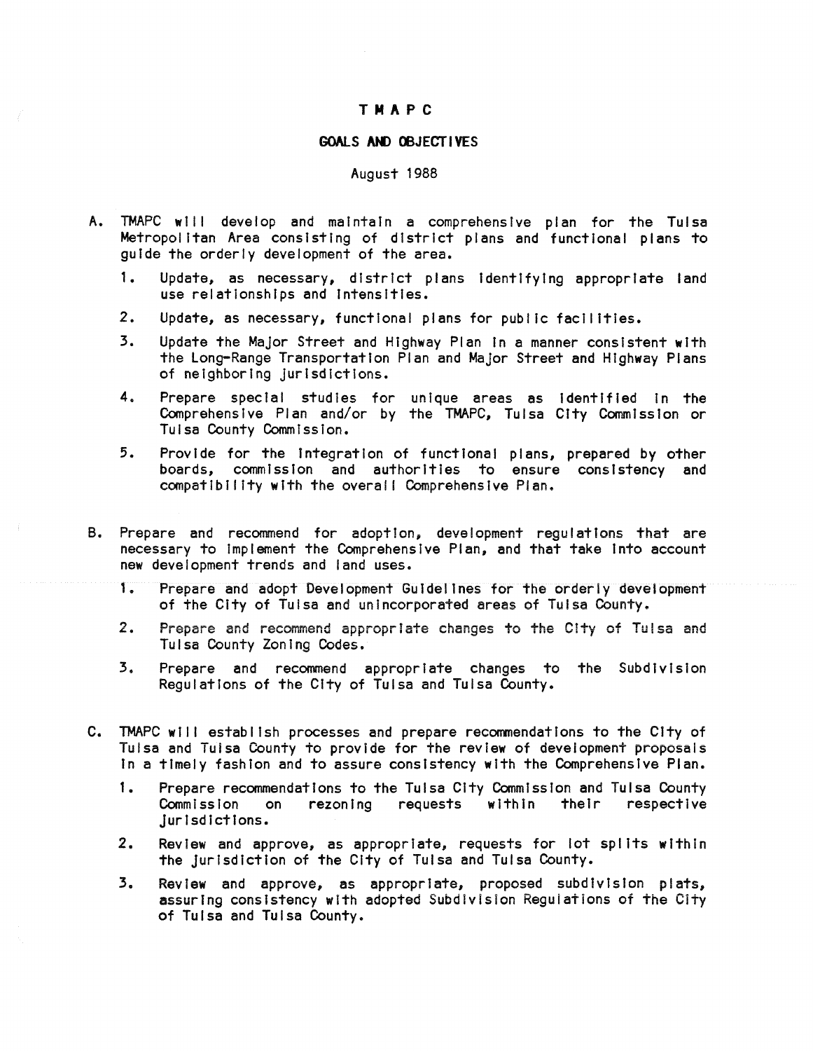# TMAPC

## GOALS AND OBJECTIVES

August 1988

A. TMAPC will develop and maintain a comprehensive plan for the Tulsa Metropolitan Area consisting of district plans and functional plans to guide the orderly development of the area.

   1. Update, as necessary, district plans identifying appropriate land use relationships and intensities.

   2. Update, as necessary, functional plans for public facilities.

   3. Update the Major Street and Highway Plan in a manner consistent with the Long-Range Transportation Plan and Major Street and Highway Plans of neighboring jurisdictions.

   4. Prepare special studies for unique areas as identified in the Comprehensive Plan and/or by the TMAPC, Tulsa City Commission or Tulsa County Commission.

   5. Provide for the integration of functional plans, prepared by other boards, commission and authorities to ensure consistency and compatibility with the overall Comprehensive Plan.

B. Prepare and recommend for adoption, development regulations that are necessary to implement the Comprehensive Plan, and that take into account new development trends and land uses.

   1. Prepare and adopt Development Guidelines for the orderly development of the City of Tulsa and unincorporated areas of Tulsa County.

   2. Prepare and recommend appropriate changes to the City of Tulsa and Tulsa County Zoning Codes.

   3. Prepare and recommend appropriate changes to the Subdivision Regulations of the City of Tulsa and Tulsa County.

C. TMAPC will establish processes and prepare recommendations to the City of Tulsa and Tulsa County to provide for the review of development proposals in a timely fashion and to assure consistency with the Comprehensive Plan.

   1. Prepare recommendations to the Tulsa City Commission and Tulsa County Commission on rezoning requests within their respective jurisdictions.

   2. Review and approve, as appropriate, requests for lot splits within the jurisdiction of the City of Tulsa and Tulsa County.

   3. Review and approve, as appropriate, proposed subdivision plats, assuring consistency with adopted Subdivision Regulations of the City of Tulsa and Tulsa County.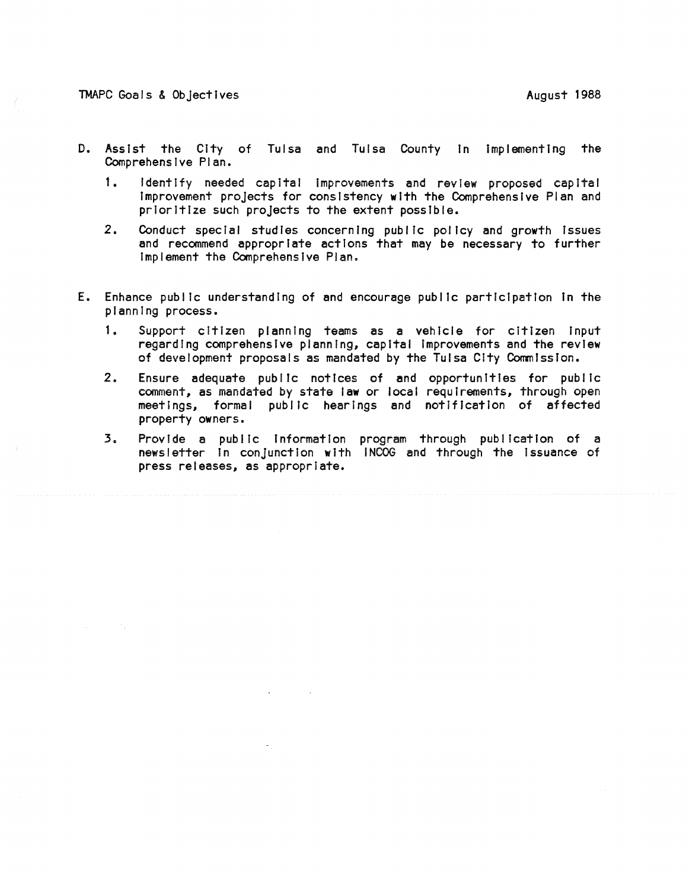D. Assist the City of Tulsa and Tulsa County in implementing the Comprehensive Plan.

   1. Identify needed capital improvements and review proposed capital improvement projects for consistency with the Comprehensive Plan and prioritize such projects to the extent possible.

   2. Conduct special studies concerning public policy and growth issues and recommend appropriate actions that may be necessary to further implement the Comprehensive Plan.

E. Enhance public understanding of and encourage public participation in the planning process.

   1. Support citizen planning teams as a vehicle for citizen input regarding comprehensive planning, capital improvements and the review of development proposals as mandated by the Tulsa City Commission.

   2. Ensure adequate public notices of and opportunities for public comment, as mandated by state law or local requirements, through open meetings, formal public hearings and notification of affected property owners.

   3. Provide a public information program through publication of a newsletter in conjunction with INCOG and through the issuance of press releases, as appropriate.